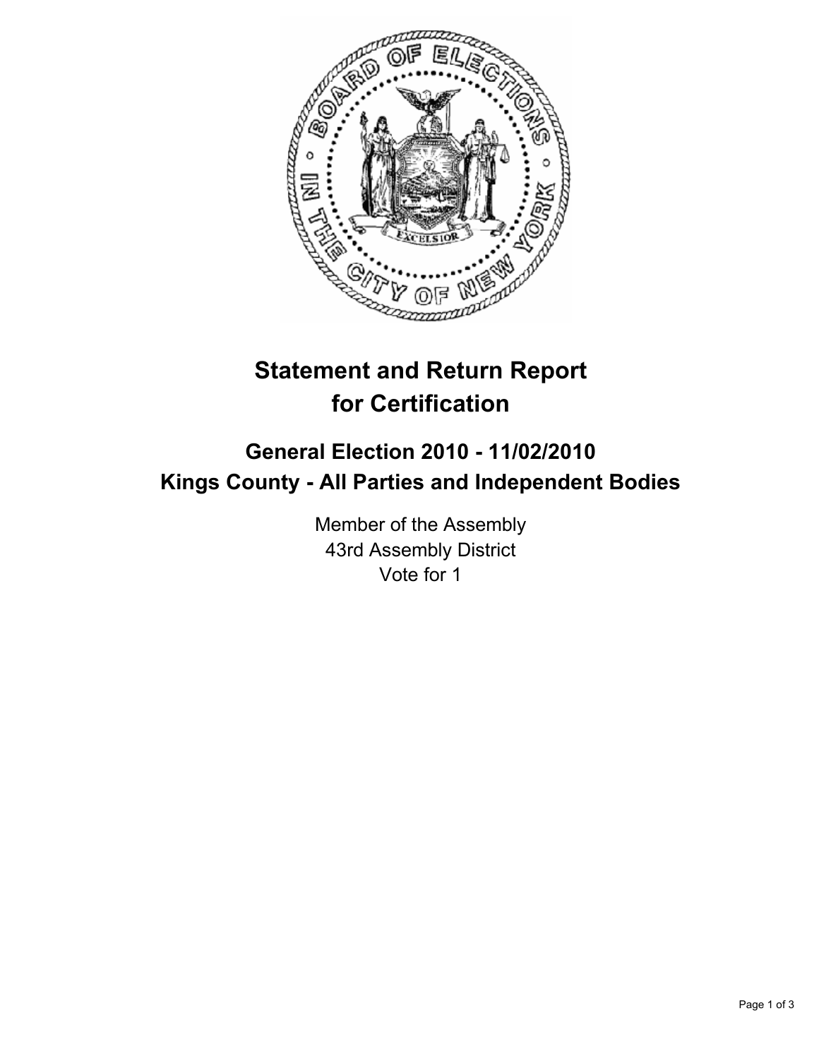# Statement and Return Report for Certification

## General Election 2010 - 11/02/2010
## Kings County - All Parties and Independent Bodies

Member of the Assembly
43rd Assembly District
Vote for 1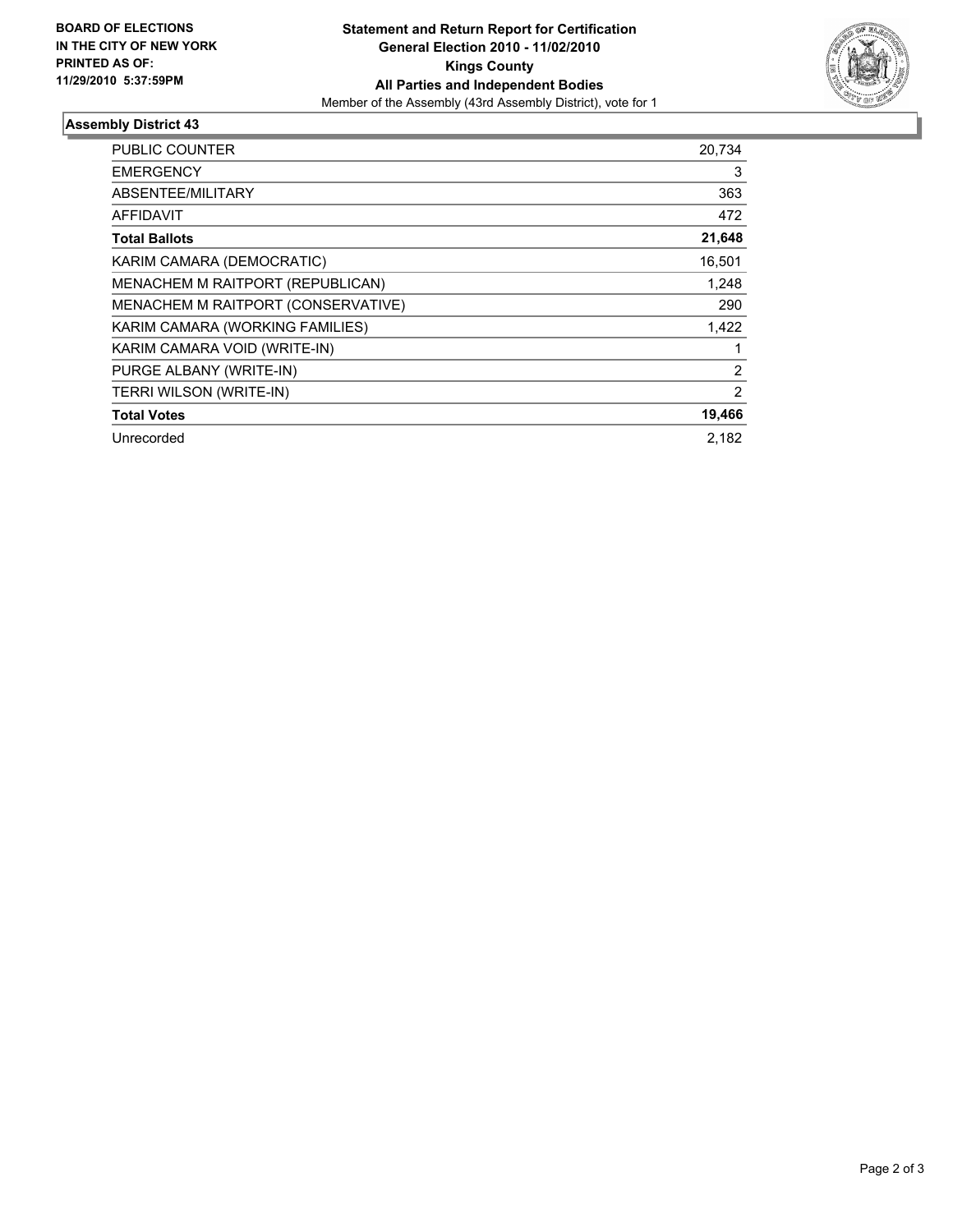**BOARD OF ELECTIONS IN THE CITY OF NEW YORK PRINTED AS OF: 11/29/2010 5:37:59PM**

**Statement and Return Report for Certification**
**General Election 2010 - 11/02/2010**
**Kings County**
**All Parties and Independent Bodies**
Member of the Assembly (43rd Assembly District), vote for 1

## Assembly District 43

| | |
|---|---|
| PUBLIC COUNTER | 20,734 |
| EMERGENCY | 3 |
| ABSENTEE/MILITARY | 363 |
| AFFIDAVIT | 472 |
| **Total Ballots** | **21,648** |
| KARIM CAMARA (DEMOCRATIC) | 16,501 |
| MENACHEM M RAITPORT (REPUBLICAN) | 1,248 |
| MENACHEM M RAITPORT (CONSERVATIVE) | 290 |
| KARIM CAMARA (WORKING FAMILIES) | 1,422 |
| KARIM CAMARA VOID (WRITE-IN) | 1 |
| PURGE ALBANY (WRITE-IN) | 2 |
| TERRI WILSON (WRITE-IN) | 2 |
| **Total Votes** | **19,466** |
| Unrecorded | 2,182 |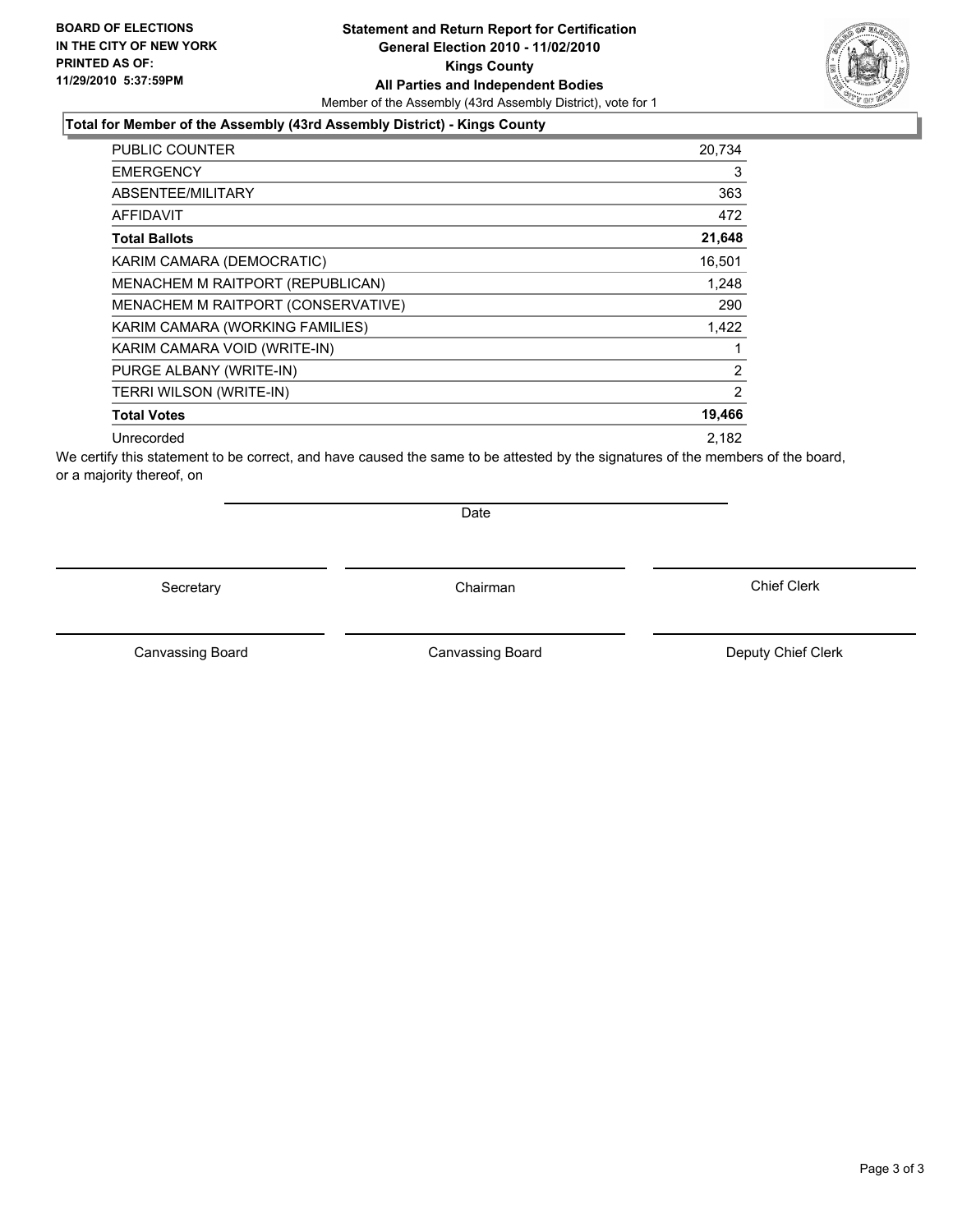**BOARD OF ELECTIONS IN THE CITY OF NEW YORK PRINTED AS OF: 11/29/2010 5:37:59PM**

**Statement and Return Report for Certification**
**General Election 2010 - 11/02/2010**
**Kings County**
**All Parties and Independent Bodies**
Member of the Assembly (43rd Assembly District), vote for 1

**Total for Member of the Assembly (43rd Assembly District) - Kings County**

| | |
|---|---|
| PUBLIC COUNTER | 20,734 |
| EMERGENCY | 3 |
| ABSENTEE/MILITARY | 363 |
| AFFIDAVIT | 472 |
| **Total Ballots** | **21,648** |
| KARIM CAMARA (DEMOCRATIC) | 16,501 |
| MENACHEM M RAITPORT (REPUBLICAN) | 1,248 |
| MENACHEM M RAITPORT (CONSERVATIVE) | 290 |
| KARIM CAMARA (WORKING FAMILIES) | 1,422 |
| KARIM CAMARA VOID (WRITE-IN) | 1 |
| PURGE ALBANY (WRITE-IN) | 2 |
| TERRI WILSON (WRITE-IN) | 2 |
| **Total Votes** | **19,466** |
| Unrecorded | 2,182 |

We certify this statement to be correct, and have caused the same to be attested by the signatures of the members of the board, or a majority thereof, on

Date

Secretary | Chairman | Chief Clerk

Canvassing Board | Canvassing Board | Deputy Chief Clerk